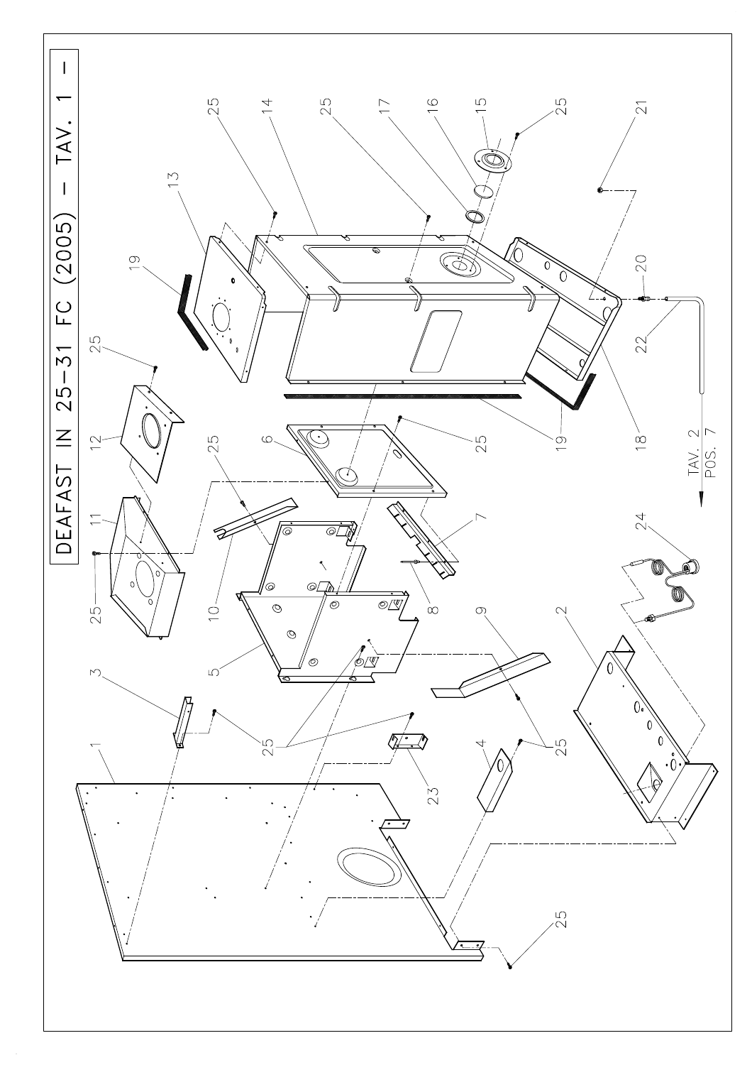# DEAFAST IN 25-31 FC (2005) – TAV. 1 –

1 2 3 4 5 6 7 8 9 10 11 12 13 14 15 16 17 18 19 20 21 22 23 24 25

TAV. 2
POS. 7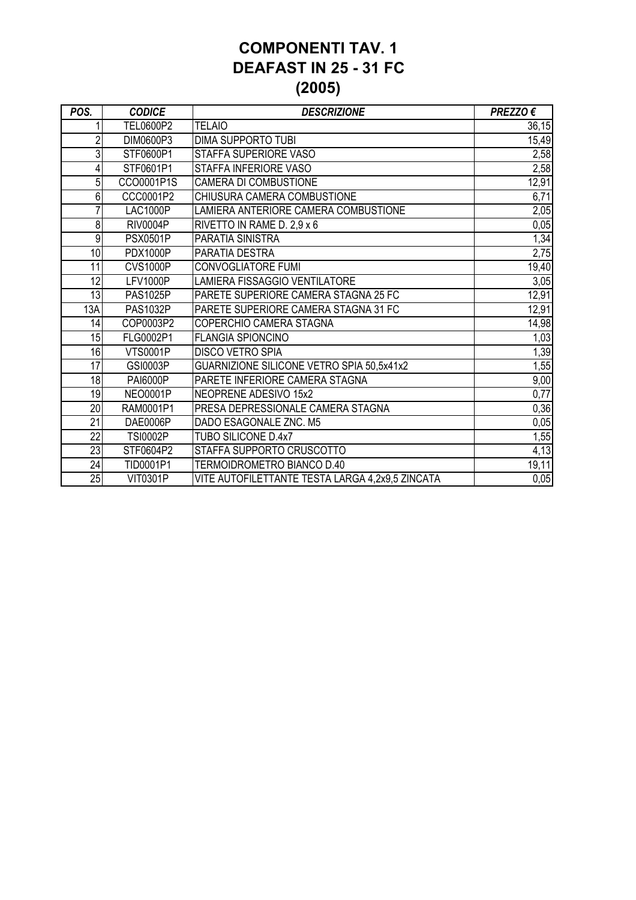# COMPONENTI TAV. 1
# DEAFAST IN 25 - 31 FC
# (2005)

| *POS.* | *CODICE* | *DESCRIZIONE* | *PREZZO €* |
|---|---|---|---|
| 1 | TEL0600P2 | TELAIO | 36,15 |
| 2 | DIM0600P3 | DIMA SUPPORTO TUBI | 15,49 |
| 3 | STF0600P1 | STAFFA SUPERIORE VASO | 2,58 |
| 4 | STF0601P1 | STAFFA INFERIORE VASO | 2,58 |
| 5 | CCO0001P1S | CAMERA DI COMBUSTIONE | 12,91 |
| 6 | CCC0001P2 | CHIUSURA CAMERA COMBUSTIONE | 6,71 |
| 7 | LAC1000P | LAMIERA ANTERIORE CAMERA COMBUSTIONE | 2,05 |
| 8 | RIV0004P | RIVETTO IN RAME D. 2,9 x 6 | 0,05 |
| 9 | PSX0501P | PARATIA SINISTRA | 1,34 |
| 10 | PDX1000P | PARATIA DESTRA | 2,75 |
| 11 | CVS1000P | CONVOGLIATORE FUMI | 19,40 |
| 12 | LFV1000P | LAMIERA FISSAGGIO VENTILATORE | 3,05 |
| 13 | PAS1025P | PARETE SUPERIORE CAMERA STAGNA 25 FC | 12,91 |
| 13A | PAS1032P | PARETE SUPERIORE CAMERA STAGNA 31 FC | 12,91 |
| 14 | COP0003P2 | COPERCHIO CAMERA STAGNA | 14,98 |
| 15 | FLG0002P1 | FLANGIA SPIONCINO | 1,03 |
| 16 | VTS0001P | DISCO VETRO SPIA | 1,39 |
| 17 | GSI0003P | GUARNIZIONE SILICONE VETRO SPIA 50,5x41x2 | 1,55 |
| 18 | PAI6000P | PARETE INFERIORE CAMERA STAGNA | 9,00 |
| 19 | NEO0001P | NEOPRENE ADESIVO 15x2 | 0,77 |
| 20 | RAM0001P1 | PRESA DEPRESSIONALE CAMERA STAGNA | 0,36 |
| 21 | DAE0006P | DADO ESAGONALE ZNC. M5 | 0,05 |
| 22 | TSI0002P | TUBO SILICONE D.4x7 | 1,55 |
| 23 | STF0604P2 | STAFFA SUPPORTO CRUSCOTTO | 4,13 |
| 24 | TID0001P1 | TERMOIDROMETRO BIANCO D.40 | 19,11 |
| 25 | VIT0301P | VITE AUTOFILETTANTE TESTA LARGA 4,2x9,5 ZINCATA | 0,05 |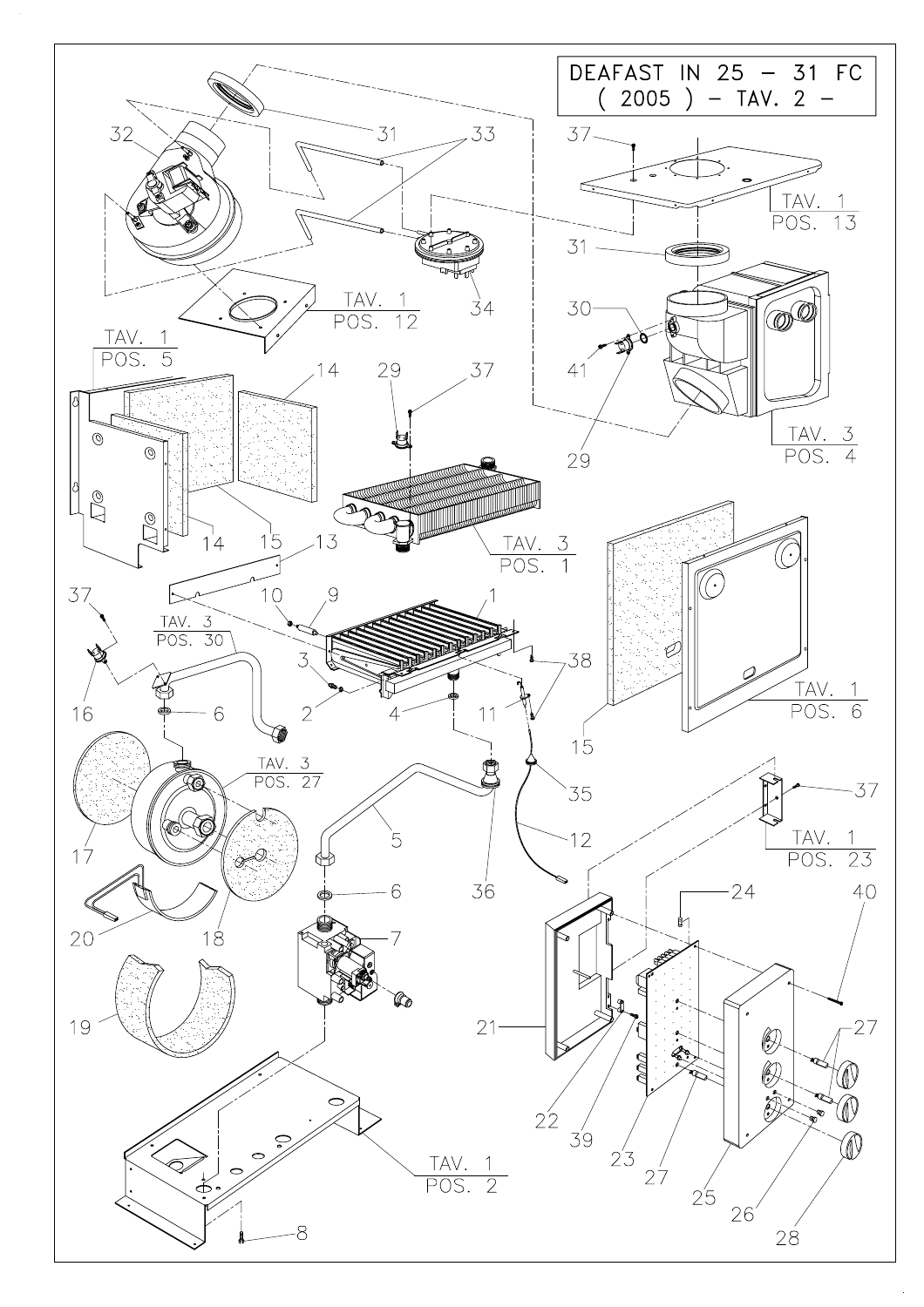DEAFAST IN 25 – 31 FC ( 2005 ) – TAV. 2 –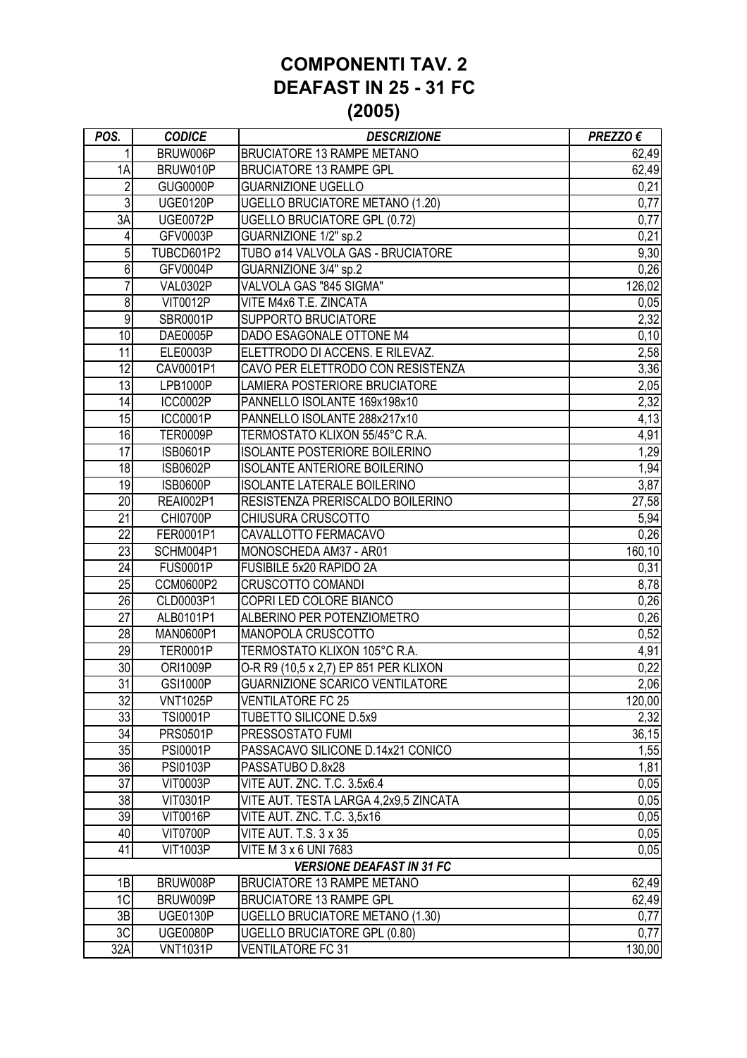# COMPONENTI TAV. 2
# DEAFAST IN 25 - 31 FC
# (2005)

| *POS.* | *CODICE* | *DESCRIZIONE* | *PREZZO €* |
|---|---|---|---|
| 1 | BRUW006P | BRUCIATORE 13 RAMPE METANO | 62,49 |
| 1A | BRUW010P | BRUCIATORE 13 RAMPE GPL | 62,49 |
| 2 | GUG0000P | GUARNIZIONE UGELLO | 0,21 |
| 3 | UGE0120P | UGELLO BRUCIATORE METANO (1.20) | 0,77 |
| 3A | UGE0072P | UGELLO BRUCIATORE GPL (0.72) | 0,77 |
| 4 | GFV0003P | GUARNIZIONE 1/2" sp.2 | 0,21 |
| 5 | TUBCD601P2 | TUBO ø14 VALVOLA GAS - BRUCIATORE | 9,30 |
| 6 | GFV0004P | GUARNIZIONE 3/4" sp.2 | 0,26 |
| 7 | VAL0302P | VALVOLA GAS "845 SIGMA" | 126,02 |
| 8 | VIT0012P | VITE M4x6 T.E. ZINCATA | 0,05 |
| 9 | SBR0001P | SUPPORTO BRUCIATORE | 2,32 |
| 10 | DAE0005P | DADO ESAGONALE OTTONE M4 | 0,10 |
| 11 | ELE0003P | ELETTRODO DI ACCENS. E RILEVAZ. | 2,58 |
| 12 | CAV0001P1 | CAVO PER ELETTRODO CON RESISTENZA | 3,36 |
| 13 | LPB1000P | LAMIERA POSTERIORE BRUCIATORE | 2,05 |
| 14 | ICC0002P | PANNELLO ISOLANTE 169x198x10 | 2,32 |
| 15 | ICC0001P | PANNELLO ISOLANTE 288x217x10 | 4,13 |
| 16 | TER0009P | TERMOSTATO KLIXON 55/45°C R.A. | 4,91 |
| 17 | ISB0601P | ISOLANTE POSTERIORE BOILERINO | 1,29 |
| 18 | ISB0602P | ISOLANTE ANTERIORE BOILERINO | 1,94 |
| 19 | ISB0600P | ISOLANTE LATERALE BOILERINO | 3,87 |
| 20 | REAI002P1 | RESISTENZA PRERISCALDO BOILERINO | 27,58 |
| 21 | CHI0700P | CHIUSURA CRUSCOTTO | 5,94 |
| 22 | FER0001P1 | CAVALLOTTO FERMACAVO | 0,26 |
| 23 | SCHM004P1 | MONOSCHEDA AM37 - AR01 | 160,10 |
| 24 | FUS0001P | FUSIBILE 5x20 RAPIDO 2A | 0,31 |
| 25 | CCM0600P2 | CRUSCOTTO COMANDI | 8,78 |
| 26 | CLD0003P1 | COPRI LED COLORE BIANCO | 0,26 |
| 27 | ALB0101P1 | ALBERINO PER POTENZIOMETRO | 0,26 |
| 28 | MAN0600P1 | MANOPOLA CRUSCOTTO | 0,52 |
| 29 | TER0001P | TERMOSTATO KLIXON 105°C R.A. | 4,91 |
| 30 | ORI1009P | O-R R9 (10,5 x 2,7) EP 851 PER KLIXON | 0,22 |
| 31 | GSI1000P | GUARNIZIONE SCARICO VENTILATORE | 2,06 |
| 32 | VNT1025P | VENTILATORE FC 25 | 120,00 |
| 33 | TSI0001P | TUBETTO SILICONE D.5x9 | 2,32 |
| 34 | PRS0501P | PRESSOSTATO FUMI | 36,15 |
| 35 | PSI0001P | PASSACAVO SILICONE D.14x21 CONICO | 1,55 |
| 36 | PSI0103P | PASSATUBO D.8x28 | 1,81 |
| 37 | VIT0003P | VITE AUT. ZNC. T.C. 3.5x6.4 | 0,05 |
| 38 | VIT0301P | VITE AUT. TESTA LARGA 4,2x9,5 ZINCATA | 0,05 |
| 39 | VIT0016P | VITE AUT. ZNC. T.C. 3,5x16 | 0,05 |
| 40 | VIT0700P | VITE AUT. T.S. 3 x 35 | 0,05 |
| 41 | VIT1003P | VITE M 3 x 6 UNI 7683 | 0,05 |
| | | ***VERSIONE DEAFAST IN 31 FC*** | |
| 1B | BRUW008P | BRUCIATORE 13 RAMPE METANO | 62,49 |
| 1C | BRUW009P | BRUCIATORE 13 RAMPE GPL | 62,49 |
| 3B | UGE0130P | UGELLO BRUCIATORE METANO (1.30) | 0,77 |
| 3C | UGE0080P | UGELLO BRUCIATORE GPL (0.80) | 0,77 |
| 32A | VNT1031P | VENTILATORE FC 31 | 130,00 |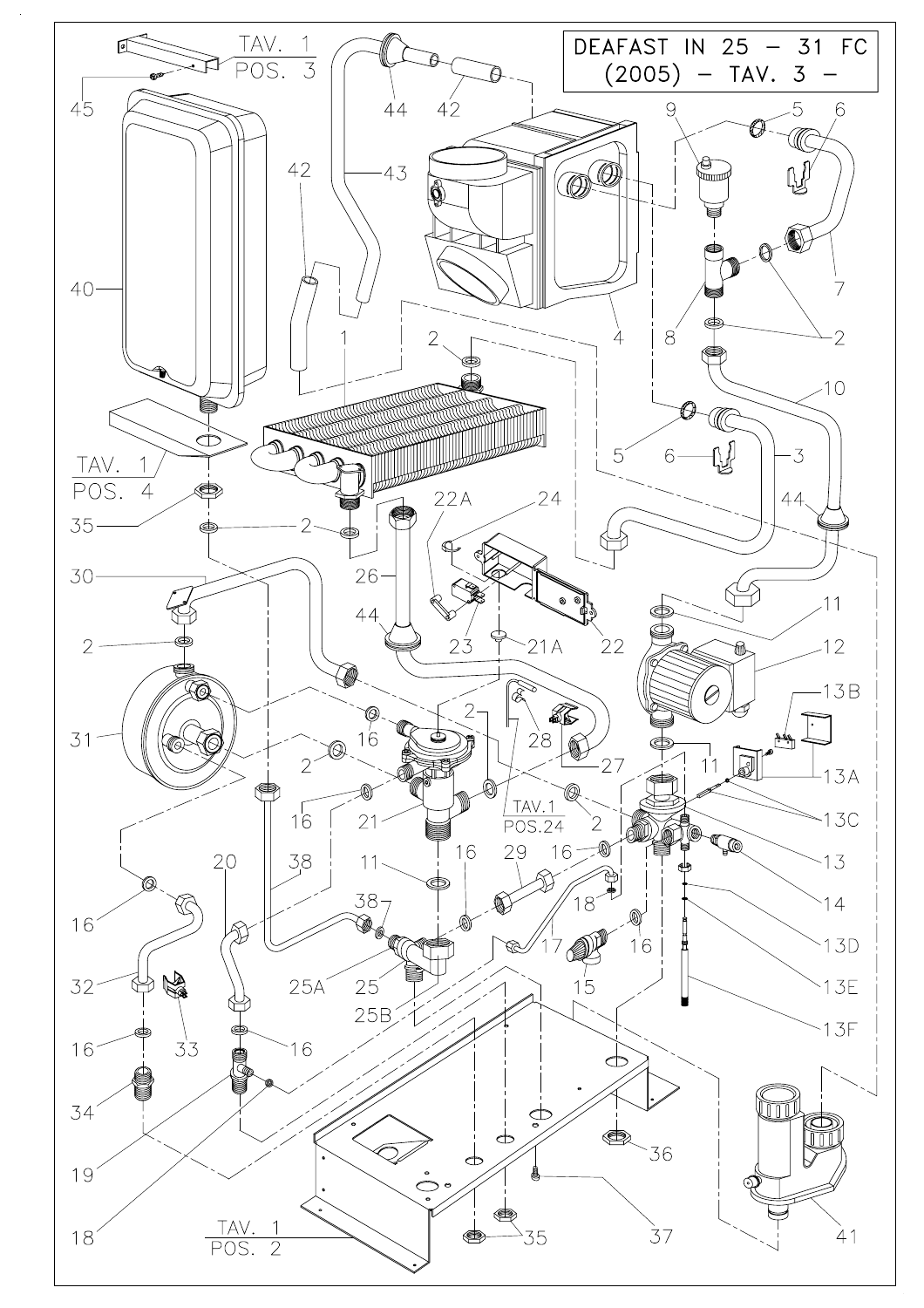# DEAFAST IN 25 – 31 FC (2005) – TAV. 3 –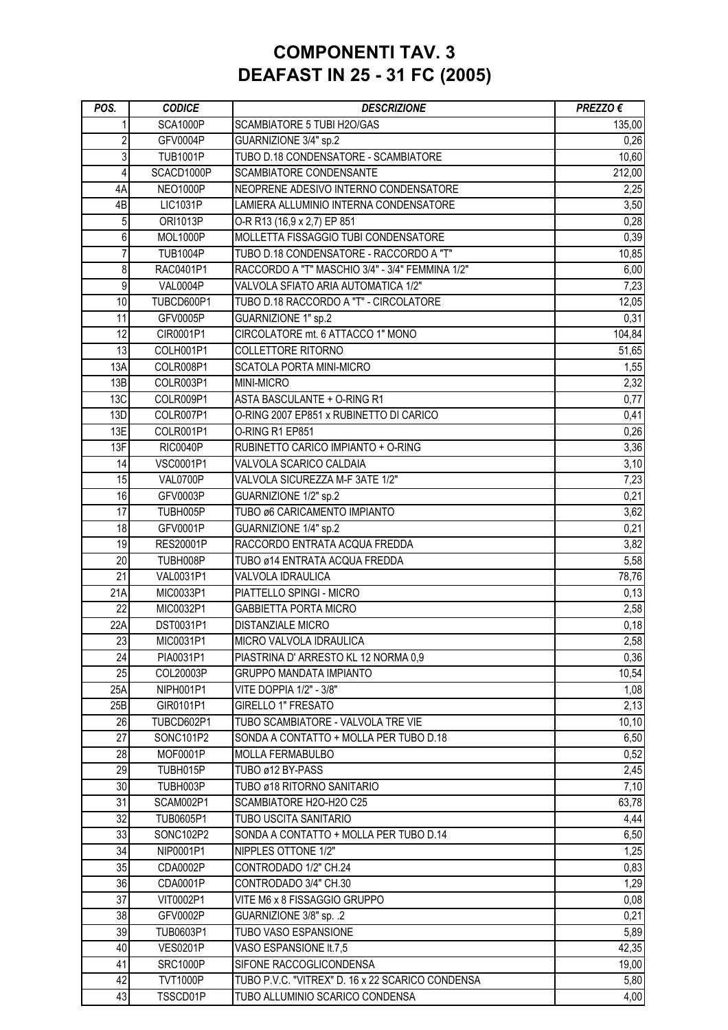# COMPONENTI TAV. 3
# DEAFAST IN 25 - 31 FC (2005)

| *POS.* | *CODICE* | *DESCRIZIONE* | *PREZZO €* |
|---|---|---|---|
| 1 | SCA1000P | SCAMBIATORE 5 TUBI H2O/GAS | 135,00 |
| 2 | GFV0004P | GUARNIZIONE 3/4" sp.2 | 0,26 |
| 3 | TUB1001P | TUBO D.18 CONDENSATORE - SCAMBIATORE | 10,60 |
| 4 | SCACD1000P | SCAMBIATORE CONDENSANTE | 212,00 |
| 4A | NEO1000P | NEOPRENE ADESIVO INTERNO CONDENSATORE | 2,25 |
| 4B | LIC1031P | LAMIERA ALLUMINIO INTERNA CONDENSATORE | 3,50 |
| 5 | ORI1013P | O-R R13 (16,9 x 2,7) EP 851 | 0,28 |
| 6 | MOL1000P | MOLLETTA FISSAGGIO TUBI CONDENSATORE | 0,39 |
| 7 | TUB1004P | TUBO D.18 CONDENSATORE - RACCORDO A "T" | 10,85 |
| 8 | RAC0401P1 | RACCORDO A "T" MASCHIO 3/4" - 3/4" FEMMINA 1/2" | 6,00 |
| 9 | VAL0004P | VALVOLA SFIATO ARIA AUTOMATICA 1/2" | 7,23 |
| 10 | TUBCD600P1 | TUBO D.18 RACCORDO A "T" - CIRCOLATORE | 12,05 |
| 11 | GFV0005P | GUARNIZIONE 1" sp.2 | 0,31 |
| 12 | CIR0001P1 | CIRCOLATORE mt. 6 ATTACCO 1" MONO | 104,84 |
| 13 | COLH001P1 | COLLETTORE RITORNO | 51,65 |
| 13A | COLR008P1 | SCATOLA PORTA MINI-MICRO | 1,55 |
| 13B | COLR003P1 | MINI-MICRO | 2,32 |
| 13C | COLR009P1 | ASTA BASCULANTE + O-RING R1 | 0,77 |
| 13D | COLR007P1 | O-RING 2007 EP851 x RUBINETTO DI CARICO | 0,41 |
| 13E | COLR001P1 | O-RING R1 EP851 | 0,26 |
| 13F | RIC0040P | RUBINETTO CARICO IMPIANTO + O-RING | 3,36 |
| 14 | VSC0001P1 | VALVOLA SCARICO CALDAIA | 3,10 |
| 15 | VAL0700P | VALVOLA SICUREZZA M-F 3ATE 1/2" | 7,23 |
| 16 | GFV0003P | GUARNIZIONE 1/2" sp.2 | 0,21 |
| 17 | TUBH005P | TUBO ø6 CARICAMENTO IMPIANTO | 3,62 |
| 18 | GFV0001P | GUARNIZIONE 1/4" sp.2 | 0,21 |
| 19 | RES20001P | RACCORDO ENTRATA ACQUA FREDDA | 3,82 |
| 20 | TUBH008P | TUBO ø14 ENTRATA ACQUA FREDDA | 5,58 |
| 21 | VAL0031P1 | VALVOLA IDRAULICA | 78,76 |
| 21A | MIC0033P1 | PIATTELLO SPINGI - MICRO | 0,13 |
| 22 | MIC0032P1 | GABBIETTA PORTA MICRO | 2,58 |
| 22A | DST0031P1 | DISTANZIALE MICRO | 0,18 |
| 23 | MIC0031P1 | MICRO VALVOLA IDRAULICA | 2,58 |
| 24 | PIA0031P1 | PIASTRINA D' ARRESTO KL 12 NORMA 0,9 | 0,36 |
| 25 | COL20003P | GRUPPO MANDATA IMPIANTO | 10,54 |
| 25A | NIPH001P1 | VITE DOPPIA 1/2" - 3/8" | 1,08 |
| 25B | GIR0101P1 | GIRELLO 1" FRESATO | 2,13 |
| 26 | TUBCD602P1 | TUBO SCAMBIATORE - VALVOLA TRE VIE | 10,10 |
| 27 | SONC101P2 | SONDA A CONTATTO + MOLLA PER TUBO D.18 | 6,50 |
| 28 | MOF0001P | MOLLA FERMABULBO | 0,52 |
| 29 | TUBH015P | TUBO ø12 BY-PASS | 2,45 |
| 30 | TUBH003P | TUBO ø18 RITORNO SANITARIO | 7,10 |
| 31 | SCAM002P1 | SCAMBIATORE H2O-H2O C25 | 63,78 |
| 32 | TUB0605P1 | TUBO USCITA SANITARIO | 4,44 |
| 33 | SONC102P2 | SONDA A CONTATTO + MOLLA PER TUBO D.14 | 6,50 |
| 34 | NIP0001P1 | NIPPLES OTTONE 1/2" | 1,25 |
| 35 | CDA0002P | CONTRODADO 1/2" CH.24 | 0,83 |
| 36 | CDA0001P | CONTRODADO 3/4" CH.30 | 1,29 |
| 37 | VIT0002P1 | VITE M6 x 8 FISSAGGIO GRUPPO | 0,08 |
| 38 | GFV0002P | GUARNIZIONE 3/8" sp. .2 | 0,21 |
| 39 | TUB0603P1 | TUBO VASO ESPANSIONE | 5,89 |
| 40 | VES0201P | VASO ESPANSIONE lt.7,5 | 42,35 |
| 41 | SRC1000P | SIFONE RACCOGLICONDENSA | 19,00 |
| 42 | TVT1000P | TUBO P.V.C. "VITREX" D. 16 x 22 SCARICO CONDENSA | 5,80 |
| 43 | TSSCD01P | TUBO ALLUMINIO SCARICO CONDENSA | 4,00 |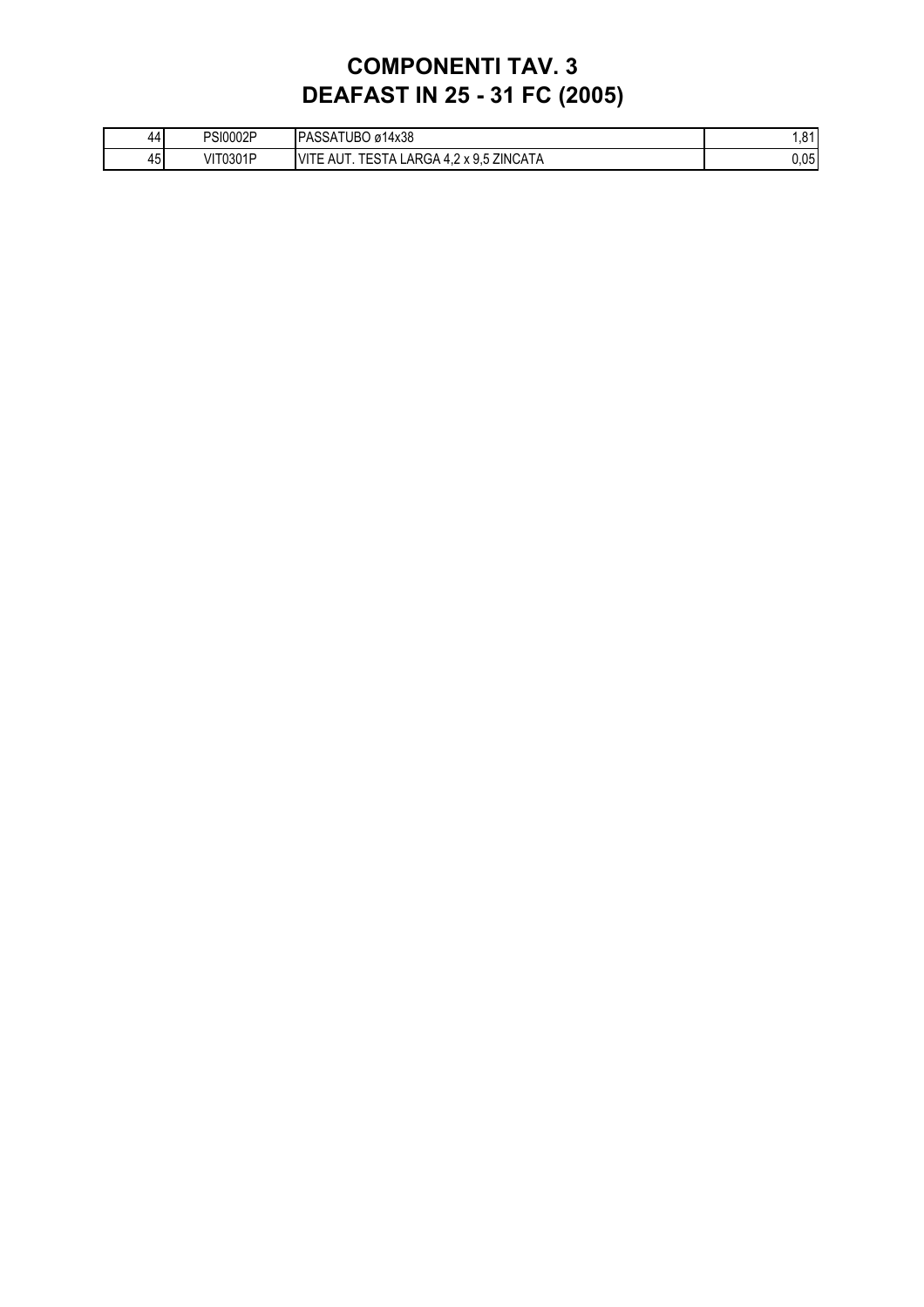# COMPONENTI TAV. 3
# DEAFAST IN 25 - 31 FC (2005)

| | | | |
|---|---|---|---|
| 44 | PSI0002P | PASSATUBO ø14x38 | 1,81 |
| 45 | VIT0301P | VITE AUT. TESTA LARGA 4,2 x 9,5 ZINCATA | 0,05 |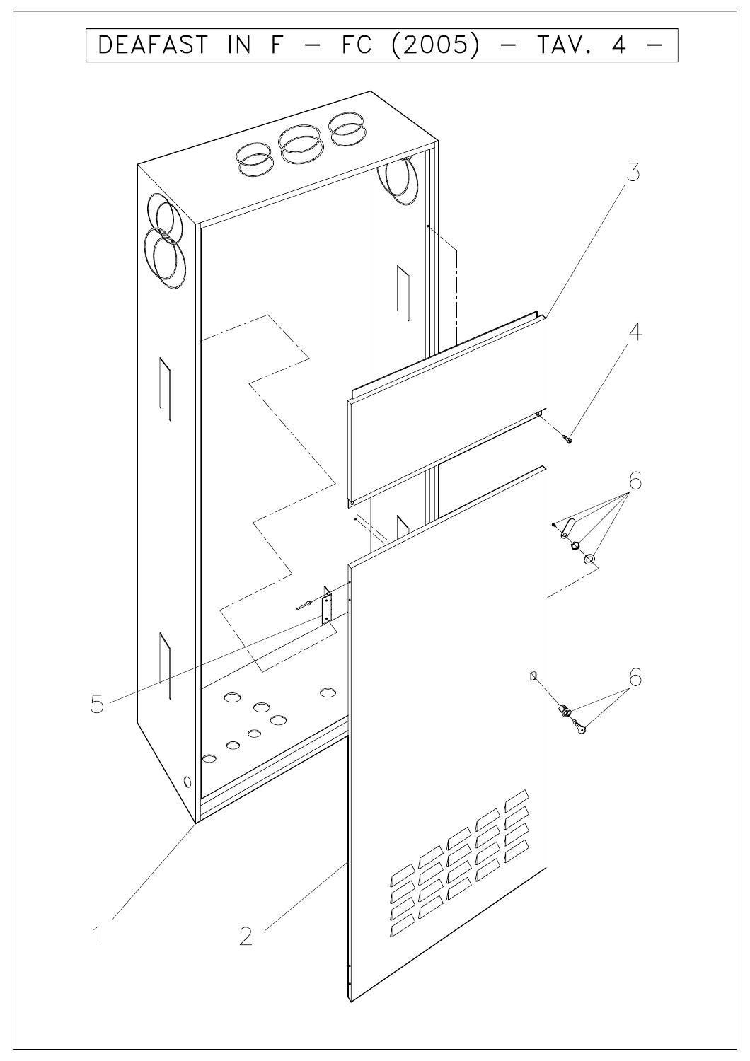# DEAFAST IN F – FC (2005) – TAV. 4 –

1

2

3

4

5

6

6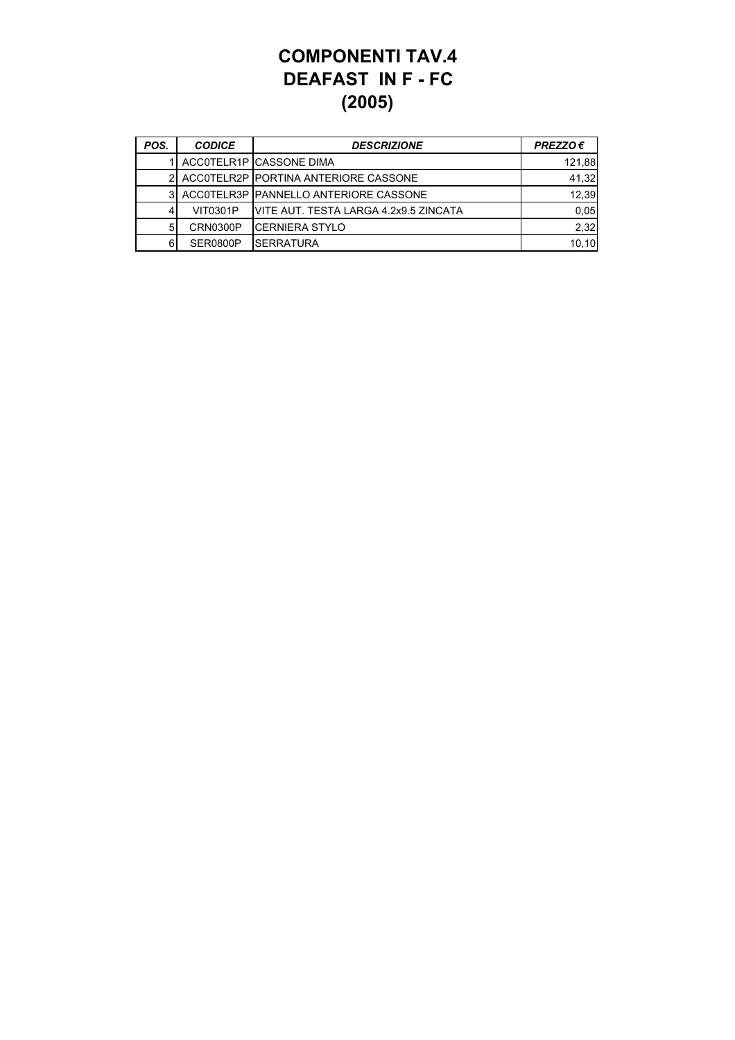# COMPONENTI TAV.4
# DEAFAST IN F - FC
# (2005)

| *POS.* | *CODICE* | *DESCRIZIONE* | *PREZZO €* |
|---|---|---|---|
| 1 | ACC0TELR1P | CASSONE DIMA | 121,88 |
| 2 | ACC0TELR2P | PORTINA ANTERIORE CASSONE | 41,32 |
| 3 | ACC0TELR3P | PANNELLO ANTERIORE CASSONE | 12,39 |
| 4 | VIT0301P | VITE AUT. TESTA LARGA 4.2x9.5 ZINCATA | 0,05 |
| 5 | CRN0300P | CERNIERA STYLO | 2,32 |
| 6 | SER0800P | SERRATURA | 10,10 |